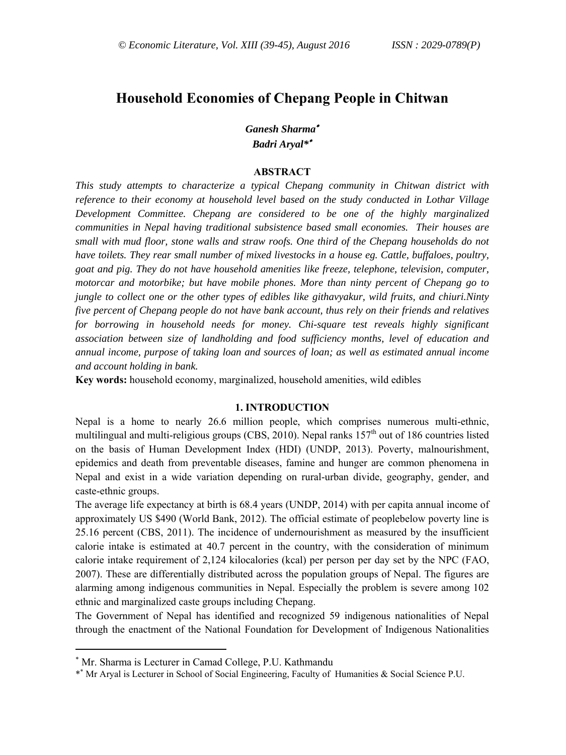# Household Economies of Chepang People in Chitwan

*Ganesh Sharma*[*]
*Badri Aryal*[**]

### ABSTRACT

*This study attempts to characterize a typical Chepang community in Chitwan district with reference to their economy at household level based on the study conducted in Lothar Village Development Committee. Chepang are considered to be one of the highly marginalized communities in Nepal having traditional subsistence based small economies. Their houses are small with mud floor, stone walls and straw roofs. One third of the Chepang households do not have toilets. They rear small number of mixed livestocks in a house eg. Cattle, buffaloes, poultry, goat and pig. They do not have household amenities like freeze, telephone, television, computer, motorcar and motorbike; but have mobile phones. More than ninty percent of Chepang go to jungle to collect one or the other types of edibles like githavyakur, wild fruits, and chiuri.Ninty five percent of Chepang people do not have bank account, thus rely on their friends and relatives for borrowing in household needs for money. Chi-square test reveals highly significant association between size of landholding and food sufficiency months, level of education and annual income, purpose of taking loan and sources of loan; as well as estimated annual income and account holding in bank.*

**Key words:** household economy, marginalized, household amenities, wild edibles

### 1. INTRODUCTION

Nepal is a home to nearly 26.6 million people, which comprises numerous multi-ethnic, multilingual and multi-religious groups (CBS, 2010). Nepal ranks 157th out of 186 countries listed on the basis of Human Development Index (HDI) (UNDP, 2013). Poverty, malnourishment, epidemics and death from preventable diseases, famine and hunger are common phenomena in Nepal and exist in a wide variation depending on rural-urban divide, geography, gender, and caste-ethnic groups.

The average life expectancy at birth is 68.4 years (UNDP, 2014) with per capita annual income of approximately US $490 (World Bank, 2012). The official estimate of peoplebelow poverty line is 25.16 percent (CBS, 2011). The incidence of undernourishment as measured by the insufficient calorie intake is estimated at 40.7 percent in the country, with the consideration of minimum calorie intake requirement of 2,124 kilocalories (kcal) per person per day set by the NPC (FAO, 2007). These are differentially distributed across the population groups of Nepal. The figures are alarming among indigenous communities in Nepal. Especially the problem is severe among 102 ethnic and marginalized caste groups including Chepang.

The Government of Nepal has identified and recognized 59 indigenous nationalities of Nepal through the enactment of the National Foundation for Development of Indigenous Nationalities

---

[*] Mr. Sharma is Lecturer in Camad College, P.U. Kathmandu

[**] Mr Aryal is Lecturer in School of Social Engineering, Faculty of Humanities & Social Science P.U.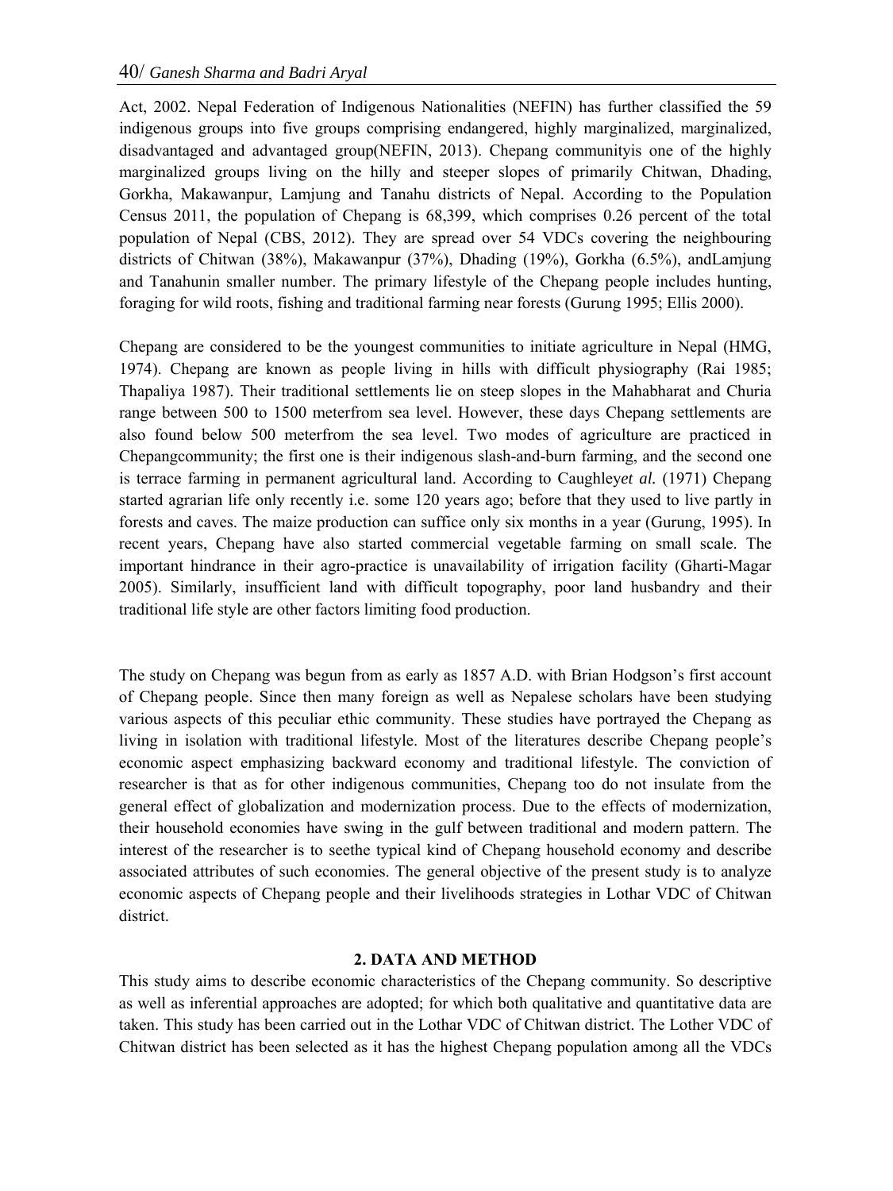Act, 2002. Nepal Federation of Indigenous Nationalities (NEFIN) has further classified the 59 indigenous groups into five groups comprising endangered, highly marginalized, marginalized, disadvantaged and advantaged group(NEFIN, 2013). Chepang communityis one of the highly marginalized groups living on the hilly and steeper slopes of primarily Chitwan, Dhading, Gorkha, Makawanpur, Lamjung and Tanahu districts of Nepal. According to the Population Census 2011, the population of Chepang is 68,399, which comprises 0.26 percent of the total population of Nepal (CBS, 2012). They are spread over 54 VDCs covering the neighbouring districts of Chitwan (38%), Makawanpur (37%), Dhading (19%), Gorkha (6.5%), andLamjung and Tanahunin smaller number. The primary lifestyle of the Chepang people includes hunting, foraging for wild roots, fishing and traditional farming near forests (Gurung 1995; Ellis 2000).

Chepang are considered to be the youngest communities to initiate agriculture in Nepal (HMG, 1974). Chepang are known as people living in hills with difficult physiography (Rai 1985; Thapaliya 1987). Their traditional settlements lie on steep slopes in the Mahabharat and Churia range between 500 to 1500 meterfrom sea level. However, these days Chepang settlements are also found below 500 meterfrom the sea level. Two modes of agriculture are practiced in Chepangcommunity; the first one is their indigenous slash-and-burn farming, and the second one is terrace farming in permanent agricultural land. According to Caughley*et al.* (1971) Chepang started agrarian life only recently i.e. some 120 years ago; before that they used to live partly in forests and caves. The maize production can suffice only six months in a year (Gurung, 1995). In recent years, Chepang have also started commercial vegetable farming on small scale. The important hindrance in their agro-practice is unavailability of irrigation facility (Gharti-Magar 2005). Similarly, insufficient land with difficult topography, poor land husbandry and their traditional life style are other factors limiting food production.

The study on Chepang was begun from as early as 1857 A.D. with Brian Hodgson's first account of Chepang people. Since then many foreign as well as Nepalese scholars have been studying various aspects of this peculiar ethic community. These studies have portrayed the Chepang as living in isolation with traditional lifestyle. Most of the literatures describe Chepang people's economic aspect emphasizing backward economy and traditional lifestyle. The conviction of researcher is that as for other indigenous communities, Chepang too do not insulate from the general effect of globalization and modernization process. Due to the effects of modernization, their household economies have swing in the gulf between traditional and modern pattern. The interest of the researcher is to seethe typical kind of Chepang household economy and describe associated attributes of such economies. The general objective of the present study is to analyze economic aspects of Chepang people and their livelihoods strategies in Lothar VDC of Chitwan district.

## 2. DATA AND METHOD

This study aims to describe economic characteristics of the Chepang community. So descriptive as well as inferential approaches are adopted; for which both qualitative and quantitative data are taken. This study has been carried out in the Lothar VDC of Chitwan district. The Lother VDC of Chitwan district has been selected as it has the highest Chepang population among all the VDCs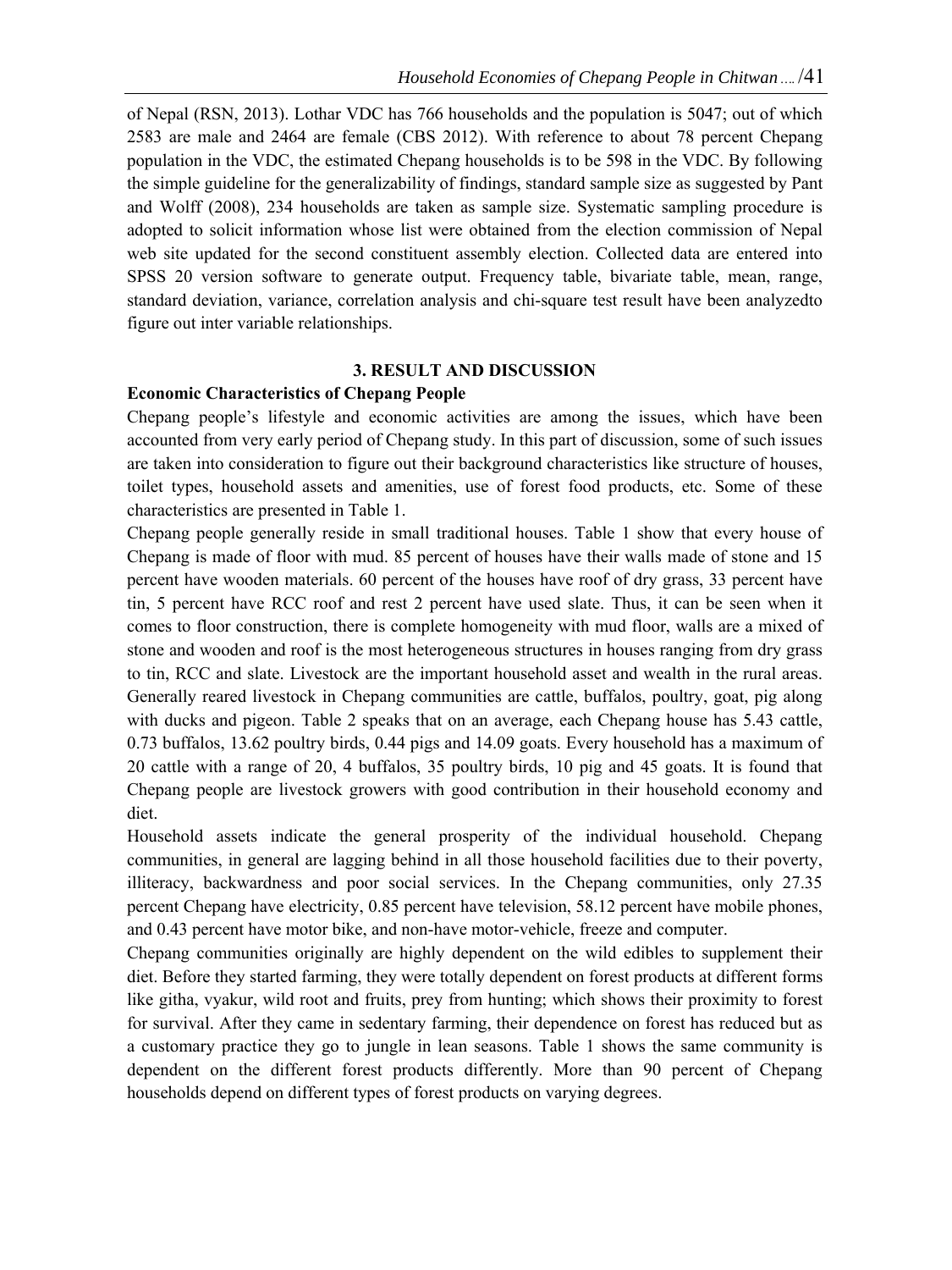of Nepal (RSN, 2013). Lothar VDC has 766 households and the population is 5047; out of which 2583 are male and 2464 are female (CBS 2012). With reference to about 78 percent Chepang population in the VDC, the estimated Chepang households is to be 598 in the VDC. By following the simple guideline for the generalizability of findings, standard sample size as suggested by Pant and Wolff (2008), 234 households are taken as sample size. Systematic sampling procedure is adopted to solicit information whose list were obtained from the election commission of Nepal web site updated for the second constituent assembly election. Collected data are entered into SPSS 20 version software to generate output. Frequency table, bivariate table, mean, range, standard deviation, variance, correlation analysis and chi-square test result have been analyzedto figure out inter variable relationships.

## 3. RESULT AND DISCUSSION

**Economic Characteristics of Chepang People**

Chepang people's lifestyle and economic activities are among the issues, which have been accounted from very early period of Chepang study. In this part of discussion, some of such issues are taken into consideration to figure out their background characteristics like structure of houses, toilet types, household assets and amenities, use of forest food products, etc. Some of these characteristics are presented in Table 1.

Chepang people generally reside in small traditional houses. Table 1 show that every house of Chepang is made of floor with mud. 85 percent of houses have their walls made of stone and 15 percent have wooden materials. 60 percent of the houses have roof of dry grass, 33 percent have tin, 5 percent have RCC roof and rest 2 percent have used slate. Thus, it can be seen when it comes to floor construction, there is complete homogeneity with mud floor, walls are a mixed of stone and wooden and roof is the most heterogeneous structures in houses ranging from dry grass to tin, RCC and slate. Livestock are the important household asset and wealth in the rural areas. Generally reared livestock in Chepang communities are cattle, buffalos, poultry, goat, pig along with ducks and pigeon. Table 2 speaks that on an average, each Chepang house has 5.43 cattle, 0.73 buffalos, 13.62 poultry birds, 0.44 pigs and 14.09 goats. Every household has a maximum of 20 cattle with a range of 20, 4 buffalos, 35 poultry birds, 10 pig and 45 goats. It is found that Chepang people are livestock growers with good contribution in their household economy and diet.

Household assets indicate the general prosperity of the individual household. Chepang communities, in general are lagging behind in all those household facilities due to their poverty, illiteracy, backwardness and poor social services. In the Chepang communities, only 27.35 percent Chepang have electricity, 0.85 percent have television, 58.12 percent have mobile phones, and 0.43 percent have motor bike, and non-have motor-vehicle, freeze and computer.

Chepang communities originally are highly dependent on the wild edibles to supplement their diet. Before they started farming, they were totally dependent on forest products at different forms like githa, vyakur, wild root and fruits, prey from hunting; which shows their proximity to forest for survival. After they came in sedentary farming, their dependence on forest has reduced but as a customary practice they go to jungle in lean seasons. Table 1 shows the same community is dependent on the different forest products differently. More than 90 percent of Chepang households depend on different types of forest products on varying degrees.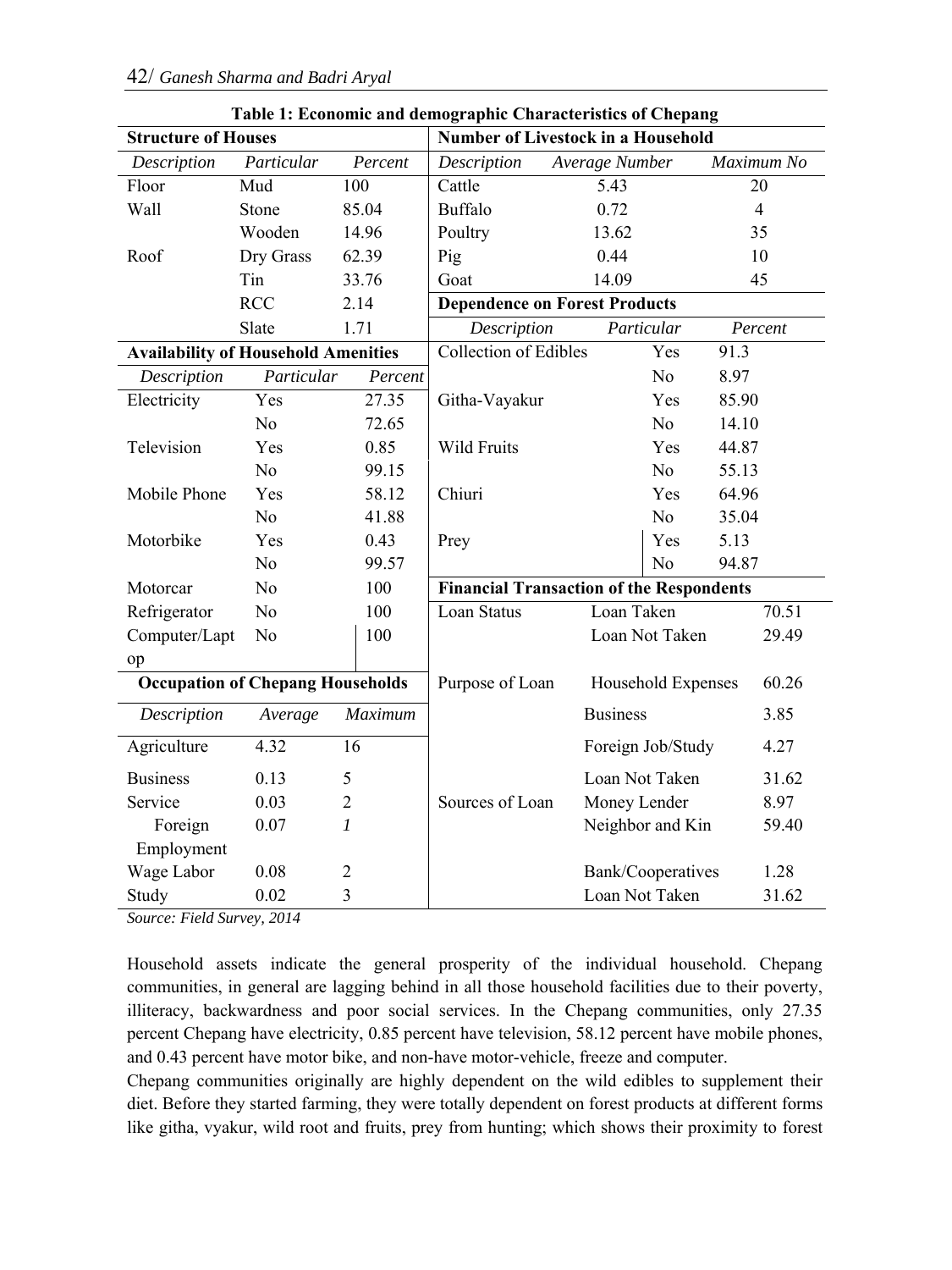**Table 1: Economic and demographic Characteristics of Chepang**

| **Structure of Houses** | | | **Number of Livestock in a Household** | | |
|---|---|---|---|---|---|
| *Description* | *Particular* | *Percent* | *Description* | *Average Number* | *Maximum No* |
| Floor | Mud | 100 | Cattle | 5.43 | 20 |
| Wall | Stone | 85.04 | Buffalo | 0.72 | 4 |
| | Wooden | 14.96 | Poultry | 13.62 | 35 |
| Roof | Dry Grass | 62.39 | Pig | 0.44 | 10 |
| | Tin | 33.76 | Goat | 14.09 | 45 |
| | RCC | 2.14 | **Dependence on Forest Products** | | |
| | Slate | 1.71 | *Description* | *Particular* | *Percent* |
| **Availability of Household Amenities** | | | Collection of Edibles | Yes | 91.3 |
| *Description* | *Particular* | *Percent* | | No | 8.97 |
| Electricity | Yes | 27.35 | Githa-Vayakur | Yes | 85.90 |
| | No | 72.65 | | No | 14.10 |
| Television | Yes | 0.85 | Wild Fruits | Yes | 44.87 |
| | No | 99.15 | | No | 55.13 |
| Mobile Phone | Yes | 58.12 | Chiuri | Yes | 64.96 |
| | No | 41.88 | | No | 35.04 |
| Motorbike | Yes | 0.43 | Prey | Yes | 5.13 |
| | No | 99.57 | | No | 94.87 |
| Motorcar | No | 100 | **Financial Transaction of the Respondents** | | |
| Refrigerator | No | 100 | Loan Status | Loan Taken | 70.51 |
| Computer/Laptop | No | 100 | | Loan Not Taken | 29.49 |
| **Occupation of Chepang Households** | | | Purpose of Loan | Household Expenses | 60.26 |
| *Description* | *Average* | *Maximum* | | Business | 3.85 |
| Agriculture | 4.32 | 16 | | Foreign Job/Study | 4.27 |
| Business | 0.13 | 5 | | Loan Not Taken | 31.62 |
| Service | 0.03 | 2 | Sources of Loan | Money Lender | 8.97 |
| Foreign Employment | 0.07 | *1* | | Neighbor and Kin | 59.40 |
| Wage Labor | 0.08 | 2 | | Bank/Cooperatives | 1.28 |
| Study | 0.02 | 3 | | Loan Not Taken | 31.62 |

*Source: Field Survey, 2014*

Household assets indicate the general prosperity of the individual household. Chepang communities, in general are lagging behind in all those household facilities due to their poverty, illiteracy, backwardness and poor social services. In the Chepang communities, only 27.35 percent Chepang have electricity, 0.85 percent have television, 58.12 percent have mobile phones, and 0.43 percent have motor bike, and non-have motor-vehicle, freeze and computer.

Chepang communities originally are highly dependent on the wild edibles to supplement their diet. Before they started farming, they were totally dependent on forest products at different forms like githa, vyakur, wild root and fruits, prey from hunting; which shows their proximity to forest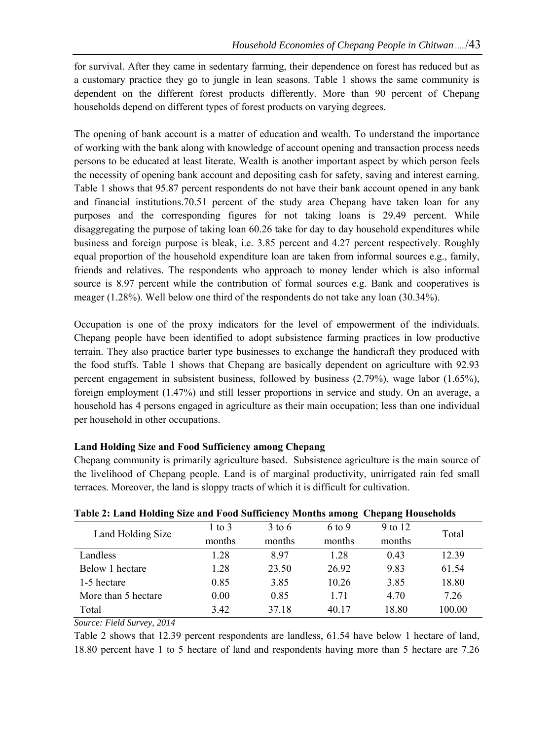for survival. After they came in sedentary farming, their dependence on forest has reduced but as a customary practice they go to jungle in lean seasons. Table 1 shows the same community is dependent on the different forest products differently. More than 90 percent of Chepang households depend on different types of forest products on varying degrees.

The opening of bank account is a matter of education and wealth. To understand the importance of working with the bank along with knowledge of account opening and transaction process needs persons to be educated at least literate. Wealth is another important aspect by which person feels the necessity of opening bank account and depositing cash for safety, saving and interest earning. Table 1 shows that 95.87 percent respondents do not have their bank account opened in any bank and financial institutions.70.51 percent of the study area Chepang have taken loan for any purposes and the corresponding figures for not taking loans is 29.49 percent. While disaggregating the purpose of taking loan 60.26 take for day to day household expenditures while business and foreign purpose is bleak, i.e. 3.85 percent and 4.27 percent respectively. Roughly equal proportion of the household expenditure loan are taken from informal sources e.g., family, friends and relatives. The respondents who approach to money lender which is also informal source is 8.97 percent while the contribution of formal sources e.g. Bank and cooperatives is meager (1.28%). Well below one third of the respondents do not take any loan (30.34%).

Occupation is one of the proxy indicators for the level of empowerment of the individuals. Chepang people have been identified to adopt subsistence farming practices in low productive terrain. They also practice barter type businesses to exchange the handicraft they produced with the food stuffs. Table 1 shows that Chepang are basically dependent on agriculture with 92.93 percent engagement in subsistent business, followed by business (2.79%), wage labor (1.65%), foreign employment (1.47%) and still lesser proportions in service and study. On an average, a household has 4 persons engaged in agriculture as their main occupation; less than one individual per household in other occupations.

**Land Holding Size and Food Sufficiency among Chepang**

Chepang community is primarily agriculture based. Subsistence agriculture is the main source of the livelihood of Chepang people. Land is of marginal productivity, unirrigated rain fed small terraces. Moreover, the land is sloppy tracts of which it is difficult for cultivation.

**Table 2: Land Holding Size and Food Sufficiency Months among Chepang Households**

| Land Holding Size | 1 to 3 months | 3 to 6 months | 6 to 9 months | 9 to 12 months | Total |
|---|---|---|---|---|---|
| Landless | 1.28 | 8.97 | 1.28 | 0.43 | 12.39 |
| Below 1 hectare | 1.28 | 23.50 | 26.92 | 9.83 | 61.54 |
| 1-5 hectare | 0.85 | 3.85 | 10.26 | 3.85 | 18.80 |
| More than 5 hectare | 0.00 | 0.85 | 1.71 | 4.70 | 7.26 |
| Total | 3.42 | 37.18 | 40.17 | 18.80 | 100.00 |

*Source: Field Survey, 2014*

Table 2 shows that 12.39 percent respondents are landless, 61.54 have below 1 hectare of land, 18.80 percent have 1 to 5 hectare of land and respondents having more than 5 hectare are 7.26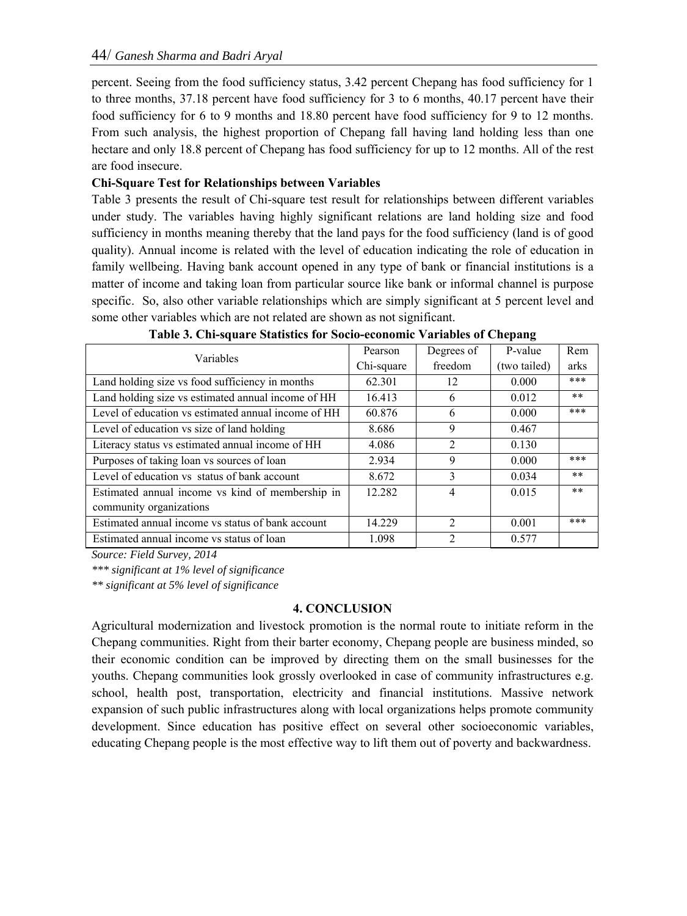percent. Seeing from the food sufficiency status, 3.42 percent Chepang has food sufficiency for 1 to three months, 37.18 percent have food sufficiency for 3 to 6 months, 40.17 percent have their food sufficiency for 6 to 9 months and 18.80 percent have food sufficiency for 9 to 12 months. From such analysis, the highest proportion of Chepang fall having land holding less than one hectare and only 18.8 percent of Chepang has food sufficiency for up to 12 months. All of the rest are food insecure.

**Chi-Square Test for Relationships between Variables**

Table 3 presents the result of Chi-square test result for relationships between different variables under study. The variables having highly significant relations are land holding size and food sufficiency in months meaning thereby that the land pays for the food sufficiency (land is of good quality). Annual income is related with the level of education indicating the role of education in family wellbeing. Having bank account opened in any type of bank or financial institutions is a matter of income and taking loan from particular source like bank or informal channel is purpose specific. So, also other variable relationships which are simply significant at 5 percent level and some other variables which are not related are shown as not significant.

**Table 3. Chi-square Statistics for Socio-economic Variables of Chepang**

| Variables | Pearson Chi-square | Degrees of freedom | P-value (two tailed) | Remarks |
|---|---|---|---|---|
| Land holding size vs food sufficiency in months | 62.301 | 12 | 0.000 | *** |
| Land holding size vs estimated annual income of HH | 16.413 | 6 | 0.012 | ** |
| Level of education vs estimated annual income of HH | 60.876 | 6 | 0.000 | *** |
| Level of education vs size of land holding | 8.686 | 9 | 0.467 | |
| Literacy status vs estimated annual income of HH | 4.086 | 2 | 0.130 | |
| Purposes of taking loan vs sources of loan | 2.934 | 9 | 0.000 | *** |
| Level of education vs status of bank account | 8.672 | 3 | 0.034 | ** |
| Estimated annual income vs kind of membership in community organizations | 12.282 | 4 | 0.015 | ** |
| Estimated annual income vs status of bank account | 14.229 | 2 | 0.001 | *** |
| Estimated annual income vs status of loan | 1.098 | 2 | 0.577 | |

*Source: Field Survey, 2014*

*\*\*\* significant at 1% level of significance*

*\*\* significant at 5% level of significance*

## 4. CONCLUSION

Agricultural modernization and livestock promotion is the normal route to initiate reform in the Chepang communities. Right from their barter economy, Chepang people are business minded, so their economic condition can be improved by directing them on the small businesses for the youths. Chepang communities look grossly overlooked in case of community infrastructures e.g. school, health post, transportation, electricity and financial institutions. Massive network expansion of such public infrastructures along with local organizations helps promote community development. Since education has positive effect on several other socioeconomic variables, educating Chepang people is the most effective way to lift them out of poverty and backwardness.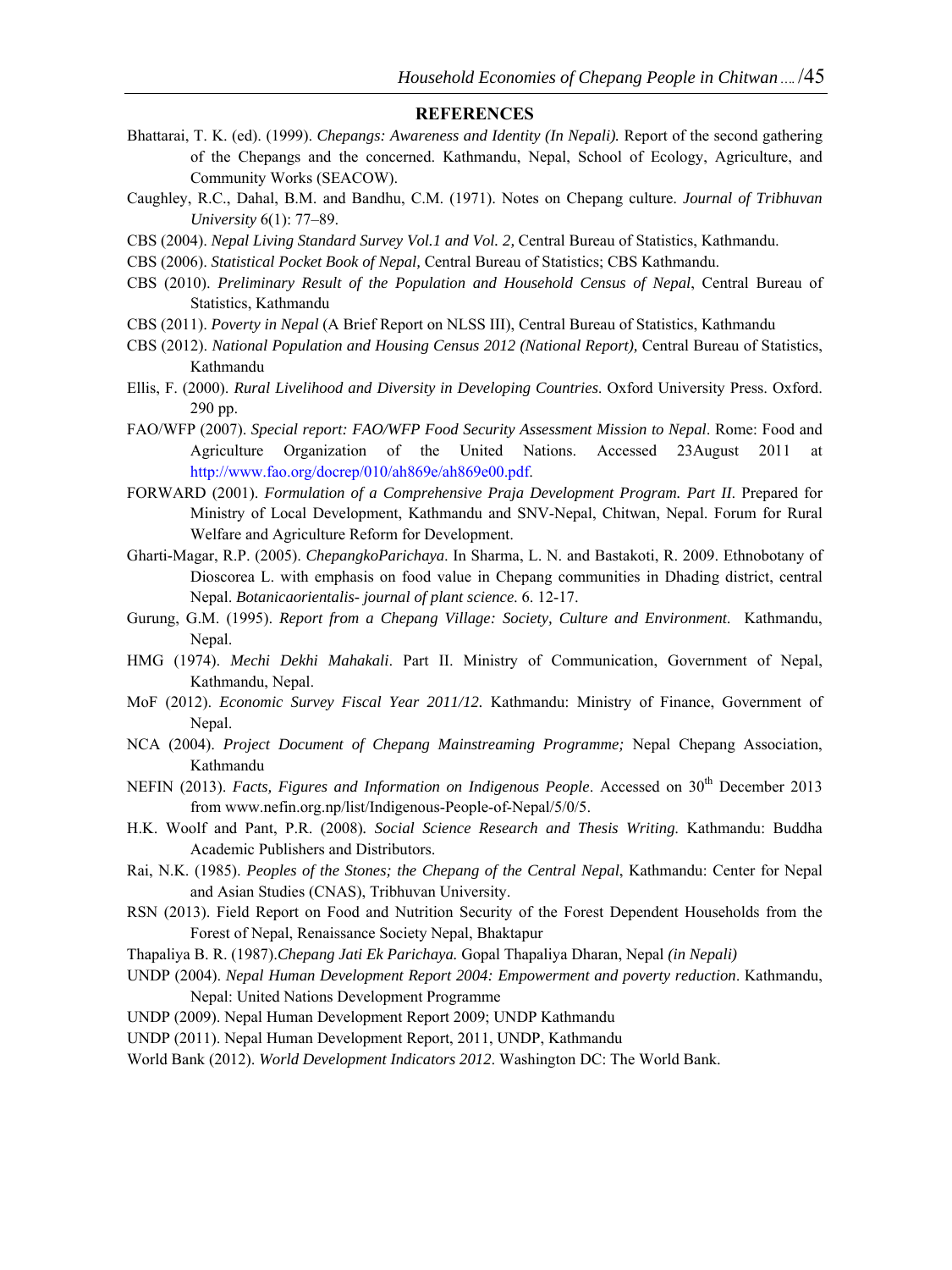## REFERENCES

Bhattarai, T. K. (ed). (1999). *Chepangs: Awareness and Identity (In Nepali).* Report of the second gathering of the Chepangs and the concerned. Kathmandu, Nepal, School of Ecology, Agriculture, and Community Works (SEACOW).

Caughley, R.C., Dahal, B.M. and Bandhu, C.M. (1971). Notes on Chepang culture. *Journal of Tribhuvan University* 6(1): 77–89.

CBS (2004). *Nepal Living Standard Survey Vol.1 and Vol. 2,* Central Bureau of Statistics, Kathmandu.

CBS (2006). *Statistical Pocket Book of Nepal,* Central Bureau of Statistics; CBS Kathmandu.

CBS (2010). *Preliminary Result of the Population and Household Census of Nepal*, Central Bureau of Statistics, Kathmandu

CBS (2011). *Poverty in Nepal* (A Brief Report on NLSS III), Central Bureau of Statistics, Kathmandu

CBS (2012). *National Population and Housing Census 2012 (National Report),* Central Bureau of Statistics, Kathmandu

Ellis, F. (2000). *Rural Livelihood and Diversity in Developing Countries*. Oxford University Press. Oxford. 290 pp.

FAO/WFP (2007). *Special report: FAO/WFP Food Security Assessment Mission to Nepal*. Rome: Food and Agriculture Organization of the United Nations. Accessed 23August 2011 at http://www.fao.org/docrep/010/ah869e/ah869e00.pdf.

FORWARD (2001). *Formulation of a Comprehensive Praja Development Program. Part II*. Prepared for Ministry of Local Development, Kathmandu and SNV-Nepal, Chitwan, Nepal. Forum for Rural Welfare and Agriculture Reform for Development.

Gharti-Magar, R.P. (2005). *ChepangkoParichaya*. In Sharma, L. N. and Bastakoti, R. 2009. Ethnobotany of Dioscorea L. with emphasis on food value in Chepang communities in Dhading district, central Nepal. *Botanicaorientalis- journal of plant science*. 6. 12-17.

Gurung, G.M. (1995). *Report from a Chepang Village: Society, Culture and Environment*. Kathmandu, Nepal.

HMG (1974). *Mechi Dekhi Mahakali*. Part II. Ministry of Communication, Government of Nepal, Kathmandu, Nepal.

MoF (2012). *Economic Survey Fiscal Year 2011/12.* Kathmandu: Ministry of Finance, Government of Nepal.

NCA (2004). *Project Document of Chepang Mainstreaming Programme;* Nepal Chepang Association, Kathmandu

NEFIN (2013). *Facts, Figures and Information on Indigenous People*. Accessed on 30th December 2013 from www.nefin.org.np/list/Indigenous-People-of-Nepal/5/0/5.

H.K. Woolf and Pant, P.R. (2008). *Social Science Research and Thesis Writing*. Kathmandu: Buddha Academic Publishers and Distributors.

Rai, N.K. (1985). *Peoples of the Stones; the Chepang of the Central Nepal*, Kathmandu: Center for Nepal and Asian Studies (CNAS), Tribhuvan University.

RSN (2013). Field Report on Food and Nutrition Security of the Forest Dependent Households from the Forest of Nepal, Renaissance Society Nepal, Bhaktapur

Thapaliya B. R. (1987).*Chepang Jati Ek Parichaya.* Gopal Thapaliya Dharan, Nepal *(in Nepali)*

UNDP (2004). *Nepal Human Development Report 2004: Empowerment and poverty reduction*. Kathmandu, Nepal: United Nations Development Programme

UNDP (2009). Nepal Human Development Report 2009; UNDP Kathmandu

UNDP (2011). Nepal Human Development Report, 2011, UNDP, Kathmandu

World Bank (2012). *World Development Indicators 2012*. Washington DC: The World Bank.